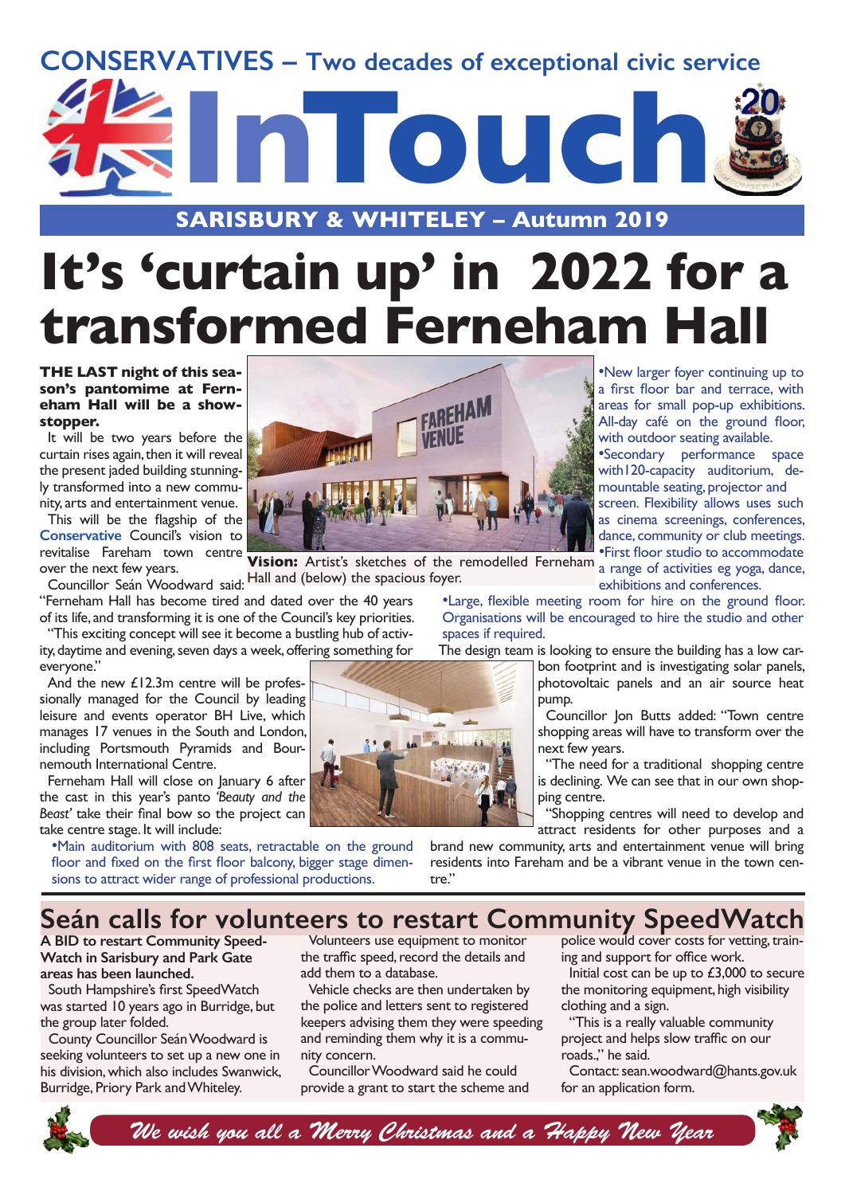# CONSERVATIVES – Two decades of exceptional civic service

# InTouch

## SARISBURY & WHITELEY – Autumn 2019

# It's 'curtain up' in 2022 for a transformed Ferneham Hall

**THE LAST night of this season's pantomime at Ferneham Hall will be a showstopper.**

It will be two years before the curtain rises again, then it will reveal the present jaded building stunningly transformed into a new community, arts and entertainment venue.

This will be the flagship of the Conservative Council's vision to revitalise Fareham town centre over the next few years.

Councillor Seán Woodward said: "Ferneham Hall has become tired and dated over the 40 years of its life, and transforming it is one of the Council's key priorities.

"This exciting concept will see it become a bustling hub of activity, daytime and evening, seven days a week, offering something for everyone."

And the new £12.3m centre will be professionally managed for the Council by leading leisure and events operator BH Live, which manages 17 venues in the South and London, including Portsmouth Pyramids and Bournemouth International Centre.

Ferneham Hall will close on January 6 after the cast in this year's panto *'Beauty and the Beast'* take their final bow so the project can take centre stage. It will include:

**Vision:** Artist's sketches of the remodelled Ferneham Hall and (below) the spacious foyer.

- Main auditorium with 808 seats, retractable on the ground floor and fixed on the first floor balcony, bigger stage dimensions to attract wider range of professional productions.
- New larger foyer continuing up to a first floor bar and terrace, with areas for small pop-up exhibitions. All-day café on the ground floor, with outdoor seating available.
- Secondary performance space with120-capacity auditorium, demountable seating, projector and screen. Flexibility allows uses such as cinema screenings, conferences, dance, community or club meetings.
- First floor studio to accommodate a range of activities eg yoga, dance, exhibitions and conferences.
- Large, flexible meeting room for hire on the ground floor. Organisations will be encouraged to hire the studio and other spaces if required.

The design team is looking to ensure the building has a low carbon footprint and is investigating solar panels, photovoltaic panels and an air source heat pump.

Councillor Jon Butts added: "Town centre shopping areas will have to transform over the next few years.

"The need for a traditional shopping centre is declining. We can see that in our own shopping centre.

"Shopping centres will need to develop and attract residents for other purposes and a brand new community, arts and entertainment venue will bring residents into Fareham and be a vibrant venue in the town centre."

## Seán calls for volunteers to restart Community SpeedWatch

**A BID to restart Community SpeedWatch in Sarisbury and Park Gate areas has been launched.**

South Hampshire's first SpeedWatch was started 10 years ago in Burridge, but the group later folded.

County Councillor Seán Woodward is seeking volunteers to set up a new one in his division, which also includes Swanwick, Burridge, Priory Park and Whiteley.

Volunteers use equipment to monitor the traffic speed, record the details and add them to a database.

Vehicle checks are then undertaken by the police and letters sent to registered keepers advising them they were speeding and reminding them why it is a community concern.

Councillor Woodward said he could provide a grant to start the scheme and police would cover costs for vetting, training and support for office work.

Initial cost can be up to £3,000 to secure the monitoring equipment, high visibility clothing and a sign.

"This is a really valuable community project and helps slow traffic on our roads.," he said.

Contact: sean.woodward@hants.gov.uk for an application form.

*We wish you all a Merry Christmas and a Happy New Year*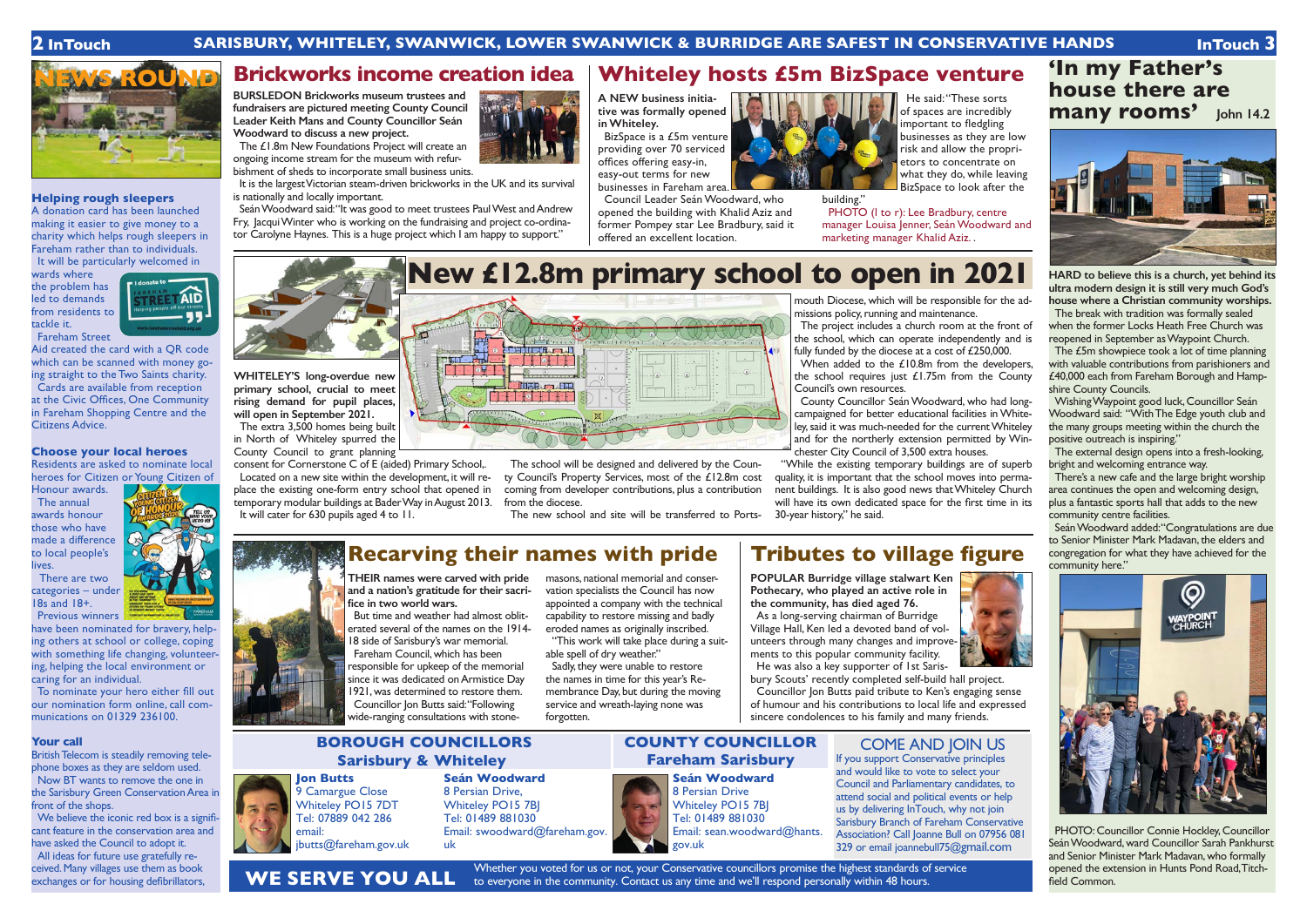SARISBURY, WHITELEY, SWANWICK, LOWER SWANWICK & BURRIDGE ARE SAFEST IN CONSERVATIVE HANDS

# NEWS ROUND

### Helping rough sleepers

A donation card has been launched making it easier to give money to a charity which helps rough sleepers in Fareham rather than to individuals.

It will be particularly welcomed in wards where the problem has led to demands from residents to tackle it.

Fareham Street Aid created the card with a QR code which can be scanned with money going straight to the Two Saints charity.

Cards are available from reception at the Civic Offices, One Community in Fareham Shopping Centre and the Citizens Advice.

### Choose your local heroes

Residents are asked to nominate local heroes for Citizen or Young Citizen of Honour awards.

The annual awards honour those who have made a difference to local people's lives.

There are two categories – under 18s and 18+.

Previous winners have been nominated for bravery, helping others at school or college, coping with something life changing, volunteering, helping the local environment or caring for an individual.

To nominate your hero either fill out our nomination form online, call communications on 01329 236100.

### Your call

British Telecom is steadily removing telephone boxes as they are seldom used.

Now BT wants to remove the one in the Sarisbury Green Conservation Area in front of the shops.

We believe the iconic red box is a significant feature in the conservation area and have asked the Council to adopt it.

All ideas for future use gratefully received. Many villages use them as book exchanges or for housing defibrillators,

## Brickworks income creation idea

**BURSLEDON Brickworks museum trustees and fundraisers are pictured meeting County Council Leader Keith Mans and County Councillor Seán Woodward to discuss a new project.**

The £1.8m New Foundations Project will create an ongoing income stream for the museum with refurbishment of sheds to incorporate small business units.

It is the largest Victorian steam-driven brickworks in the UK and its survival is nationally and locally important.

Seán Woodward said: "It was good to meet trustees Paul West and Andrew Fry, Jacqui Winter who is working on the fundraising and project co-ordinator Carolyne Haynes. This is a huge project which I am happy to support."

## Whiteley hosts £5m BizSpace venture

**A NEW business initiative was formally opened in Whiteley.**

BizSpace is a £5m venture providing over 70 serviced offices offering easy-in, easy-out terms for new businesses in Fareham area.

Council Leader Seán Woodward, who opened the building with Khalid Aziz and former Pompey star Lee Bradbury, said it offered an excellent location.

He said: "These sorts of spaces are incredibly important to fledgling businesses as they are low risk and allow the proprietors to concentrate on what they do, while leaving BizSpace to look after the building."

PHOTO (l to r): Lee Bradbury, centre manager Louisa Jenner, Seán Woodward and marketing manager Khalid Aziz.

## New £12.8m primary school to open in 2021

**WHITELEY'S long-overdue new primary school, crucial to meet rising demand for pupil places, will open in September 2021.**

The extra 3,500 homes being built in North of Whiteley spurred the County Council to grant planning consent for Cornerstone C of E (aided) Primary School.

Located on a new site within the development, it will replace the existing one-form entry school that opened in temporary modular buildings at Bader Way in August 2013.

It will cater for 630 pupils aged 4 to 11.

The school will be designed and delivered by the County Council's Property Services, most of the £12.8m cost coming from developer contributions, plus a contribution from the diocese.

The new school and site will be transferred to Portsmouth Diocese, which will be responsible for the admissions policy, running and maintenance.

The project includes a church room at the front of the school, which can operate independently and is fully funded by the diocese at a cost of £250,000.

When added to the £10.8m from the developers, the school requires just £1.75m from the County Council's own resources.

County Councillor Seán Woodward, who had long-campaigned for better educational facilities in Whiteley, said it was much-needed for the current Whiteley and for the northerly extension permitted by Winchester City Council of 3,500 extra houses.

"While the existing temporary buildings are of superb quality, it is important that the school moves into permanent buildings. It is also good news that Whiteley Church will have its own dedicated space for the first time in its 30-year history," he said.

## Recarving their names with pride

**THEIR names were carved with pride and a nation's gratitude for their sacrifice in two world wars.**

But time and weather had almost obliterated several of the names on the 1914-18 side of Sarisbury's war memorial.

Fareham Council, which has been responsible for upkeep of the memorial since it was dedicated on Armistice Day 1921, was determined to restore them.

Councillor Jon Butts said: "Following wide-ranging consultations with stonemasons, national memorial and conservation specialists the Council has now appointed a company with the technical capability to restore missing and badly eroded names as originally inscribed.

"This work will take place during a suitable spell of dry weather."

Sadly, they were unable to restore the names in time for this year's Remembrance Day, but during the moving service and wreath-laying none was forgotten.

## Tributes to village figure

**POPULAR Burridge village stalwart Ken Pothecary, who played an active role in the community, has died aged 76.**

As a long-serving chairman of Burridge Village Hall, Ken led a devoted band of volunteers through many changes and improvements to this popular community facility.

He was also a key supporter of 1st Sarisbury Scouts' recently completed self-build hall project.

Councillor Jon Butts paid tribute to Ken's engaging sense of humour and his contributions to local life and expressed sincere condolences to his family and many friends.

## 'In my Father's house there are many rooms' John 14.2

**HARD to believe this is a church, yet behind its ultra modern design it is still very much God's house where a Christian community worships.**

The break with tradition was formally sealed when the former Locks Heath Free Church was reopened in September as Waypoint Church.

The £5m showpiece took a lot of time planning with valuable contributions from parishioners and £40,000 each from Fareham Borough and Hampshire County Councils.

Wishing Waypoint good luck, Councillor Seán Woodward said: "With The Edge youth club and the many groups meeting within the church the positive outreach is inspiring."

The external design opens into a fresh-looking, bright and welcoming entrance way.

There's a new cafe and the large bright worship area continues the open and welcoming design, plus a fantastic sports hall that adds to the new community centre facilities.

Seán Woodward added: "Congratulations are due to Senior Minister Mark Madavan, the elders and congregation for what they have achieved for the community here."

PHOTO: Councillor Connie Hockley, Councillor Seán Woodward, ward Councillor Sarah Pankhurst and Senior Minister Mark Madavan, who formally opened the extension in Hunts Pond Road, Titchfield Common.

## BOROUGH COUNCILLORS Sarisbury & Whiteley

**Jon Butts**
9 Camargue Close
Whiteley PO15 7DT
Tel: 07889 042 286
email: jbutts@fareham.gov.uk

**Seán Woodward**
8 Persian Drive,
Whiteley PO15 7BJ
Tel: 01489 881030
Email: swoodward@fareham.gov.uk

## COUNTY COUNCILLOR Fareham Sarisbury

**Seán Woodward**
8 Persian Drive
Whiteley PO15 7BJ
Tel: 01489 881030
Email: sean.woodward@hants.gov.uk

## COME AND JOIN US

If you support Conservative principles and would like to vote to select your Council and Parliamentary candidates, to attend social and political events or help us by delivering InTouch, why not join Sarisbury Branch of Fareham Conservative Association? Call Joanne Bull on 07956 081 329 or email joannebull75@gmail.com

## WE SERVE YOU ALL

Whether you voted for us or not, your Conservative councillors promise the highest standards of service to everyone in the community. Contact us any time and we'll respond personally within 48 hours.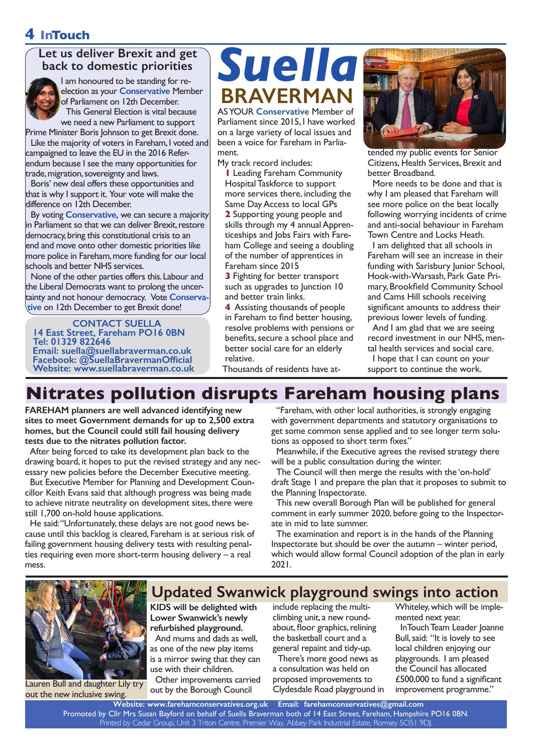## Let us deliver Brexit and get back to domestic priorities

I am honoured to be standing for re-election as your **Conservative** Member of Parliament on 12th December.

This General Election is vital because we need a new Parliament to support Prime Minister Boris Johnson to get Brexit done.

Like the majority of voters in Fareham, I voted and campaigned to leave the EU in the 2016 Referendum because I see the many opportunities for trade, migration, sovereignty and laws.

Boris' new deal offers these opportunities and that is why I support it. Your vote will make the difference on 12th December.

By voting **Conservative,** we can secure a majority in Parliament so that we can deliver Brexit, restore democracy, bring this constitutional crisis to an end and move onto other domestic priorities like more police in Fareham, more funding for our local schools and better NHS services.

None of the other parties offers this. Labour and the Liberal Democrats want to prolong the uncertainty and not honour democracy. Vote **Conservative** on 12th December to get Brexit done!

**CONTACT SUELLA**
**14 East Street, Fareham PO16 0BN**
**Tel: 01329 822646**
**Email: suella@suellabraverman.co.uk**
**Facebook: @SuellaBravermanOfficial**
**Website: www.suellabraverman.co.uk**

# *Suella* BRAVERMAN

AS YOUR **Conservative** Member of Parliament since 2015, I have worked on a large variety of local issues and been a voice for Fareham in Parliament.

My track record includes:

1. Leading Fareham Community Hospital Taskforce to support more services there, including the Same Day Access to local GPs
2. Supporting young people and skills through my 4 annual Apprenticeships and Jobs Fairs with Fareham College and seeing a doubling of the number of apprentices in Fareham since 2015
3. Fighting for better transport such as upgrades to Junction 10 and better train links.
4. Assisting thousands of people in Fareham to find better housing, resolve problems with pensions or benefits, secure a school place and better social care for an elderly relative.

Thousands of residents have attended my public events for Senior Citizens, Health Services, Brexit and better Broadband.

More needs to be done and that is why I am pleased that Fareham will see more police on the beat locally following worrying incidents of crime and anti-social behaviour in Fareham Town Centre and Locks Heath.

I am delighted that all schools in Fareham will see an increase in their funding with Sarisbury Junior School, Hook-with-Warsash, Park Gate Primary, Brookfield Community School and Cams Hill schools receiving significant amounts to address their previous lower levels of funding.

And I am glad that we are seeing record investment in our NHS, mental health services and social care.

I hope that I can count on your support to continue the work.

# Nitrates pollution disrupts Fareham housing plans

**FAREHAM planners are well advanced identifying new sites to meet Government demands for up to 2,500 extra homes, but the Council could still fail housing delivery tests due to the nitrates pollution factor.**

After being forced to take its development plan back to the drawing board, it hopes to put the revised strategy and any necessary new policies before the December Executive meeting.

But Executive Member for Planning and Development Councillor Keith Evans said that although progress was being made to achieve nitrate neutrality on development sites, there were still 1,700 on-hold house applications.

He said: "Unfortunately, these delays are not good news because until this backlog is cleared, Fareham is at serious risk of failing government housing delivery tests with resulting penalties requiring even more short-term housing delivery – a real mess.

"Fareham, with other local authorities, is strongly engaging with government departments and statutory organisations to get some common sense applied and to see longer term solutions as opposed to short term fixes."

Meanwhile, if the Executive agrees the revised strategy there will be a public consultation during the winter.

The Council will then merge the results with the 'on-hold' draft Stage 1 and prepare the plan that it proposes to submit to the Planning Inspectorate.

This new overall Borough Plan will be published for general comment in early summer 2020, before going to the Inspectorate in mid to late summer.

The examination and report is in the hands of the Planning Inspectorate but should be over the autumn – winter period, which would allow formal Council adoption of the plan in early 2021.

Lauren Bull and daughter Lily try out the new inclusive swing.

## Updated Swanwick playground swings into action

**KIDS will be delighted with Lower Swanwick's newly refurbished playground.**

And mums and dads as well, as one of the new play items is a mirror swing that they can use with their children.

Other improvements carried out by the Borough Council include replacing the multi-climbing unit, a new roundabout, floor graphics, relining the basketball court and a general repaint and tidy-up.

There's more good news as a consultation was held on proposed improvements to Clydesdale Road playground in Whiteley, which will be implemented next year.

InTouch Team Leader Joanne Bull, said: "It is lovely to see local children enjoying our playgrounds. I am pleased the Council has allocated £500,000 to fund a significant improvement programme."

Website: www.farehamconservatives.org.uk Email: farehamconservatives@gmail.com
Promoted by Cllr Mrs Susan Bayford on behalf of Suella Braverman both of 14 East Street, Fareham, Hampshire PO16 0BN.
Printed by Cedar Group, Unit 3 Triton Centre, Premier Way, Abbey Park Industrial Estate, Romsey SO51 9DJ.